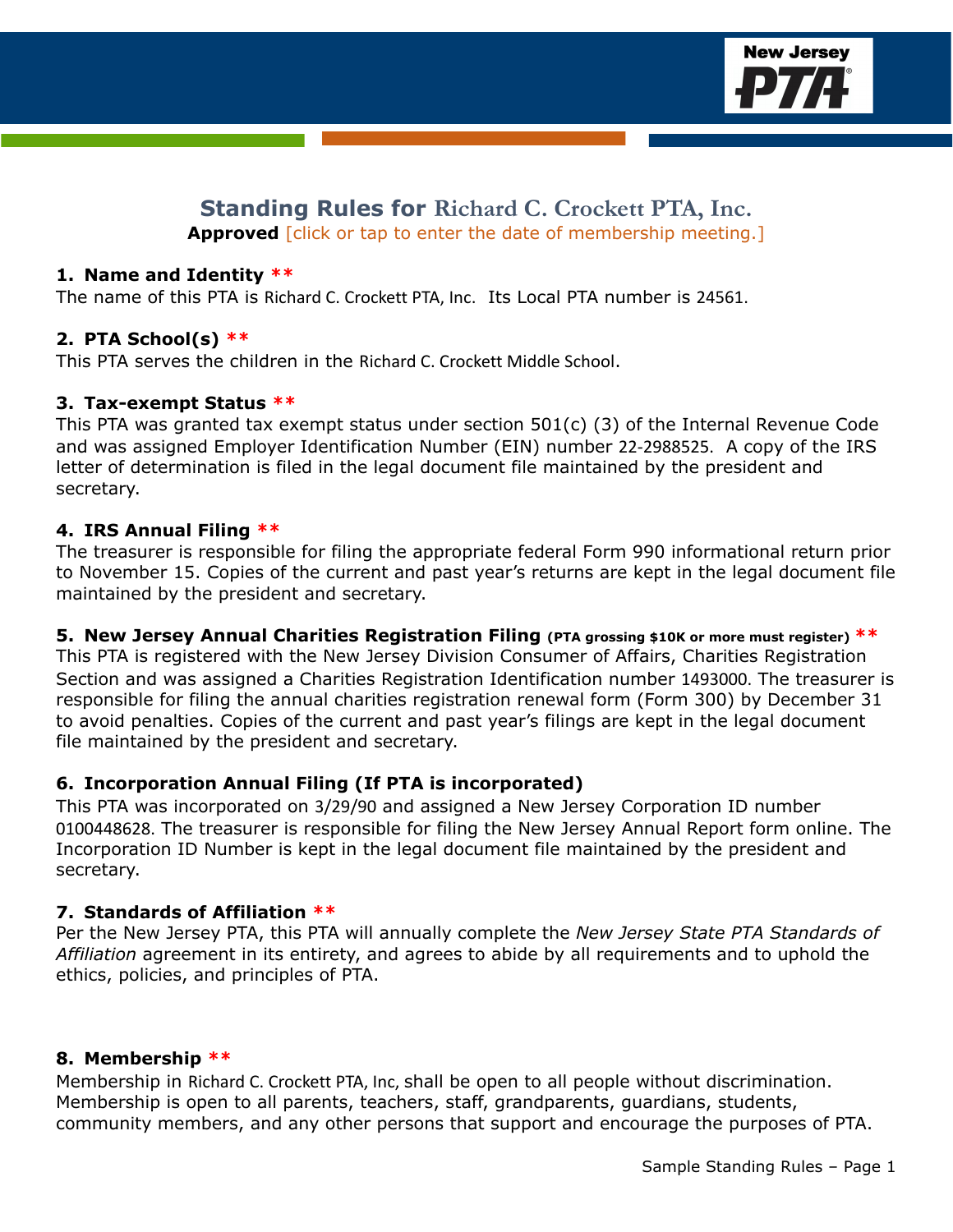# Standing Rules for Richard C. Crockett PTA, Inc.

**Approved** [click or tap to enter the date of membership meeting.]

### 1. Name and Identity **

The name of this PTA is Richard C. Crockett PTA, Inc. Its Local PTA number is 24561.

### 2. PTA School(s) **

This PTA serves the children in the Richard C. Crockett Middle School.

### 3. Tax-exempt Status **

This PTA was granted tax exempt status under section 501(c) (3) of the Internal Revenue Code and was assigned Employer Identification Number (EIN) number 22-2988525. A copy of the IRS letter of determination is filed in the legal document file maintained by the president and secretary.

### 4. IRS Annual Filing **

The treasurer is responsible for filing the appropriate federal Form 990 informational return prior to November 15. Copies of the current and past year's returns are kept in the legal document file maintained by the president and secretary.

### 5. New Jersey Annual Charities Registration Filing (PTA grossing $10K or more must register) **

This PTA is registered with the New Jersey Division Consumer of Affairs, Charities Registration Section and was assigned a Charities Registration Identification number 1493000. The treasurer is responsible for filing the annual charities registration renewal form (Form 300) by December 31 to avoid penalties. Copies of the current and past year's filings are kept in the legal document file maintained by the president and secretary.

### 6. Incorporation Annual Filing (If PTA is incorporated)

This PTA was incorporated on 3/29/90 and assigned a New Jersey Corporation ID number 0100448628. The treasurer is responsible for filing the New Jersey Annual Report form online. The Incorporation ID Number is kept in the legal document file maintained by the president and secretary.

### 7. Standards of Affiliation **

Per the New Jersey PTA, this PTA will annually complete the *New Jersey State PTA Standards of Affiliation* agreement in its entirety, and agrees to abide by all requirements and to uphold the ethics, policies, and principles of PTA.

### 8. Membership **

Membership in Richard C. Crockett PTA, Inc, shall be open to all people without discrimination. Membership is open to all parents, teachers, staff, grandparents, guardians, students, community members, and any other persons that support and encourage the purposes of PTA.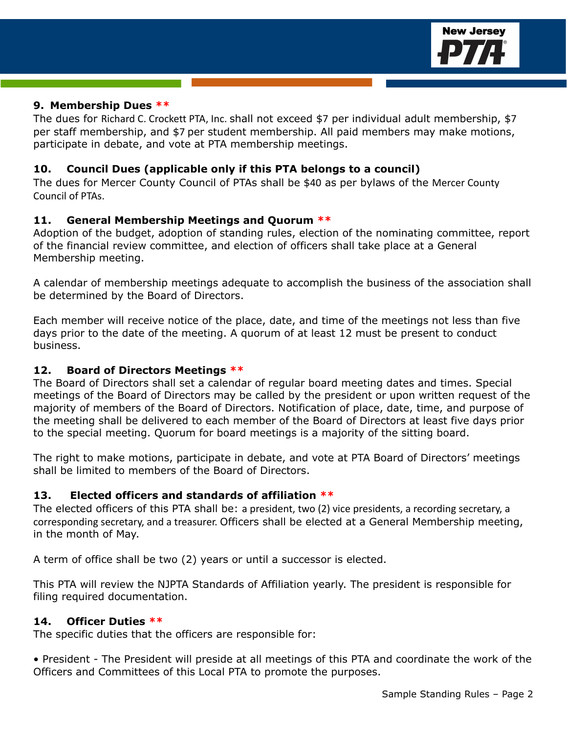### 9. Membership Dues **

The dues for Richard C. Crockett PTA, Inc. shall not exceed $7 per individual adult membership, $7 per staff membership, and $7 per student membership. All paid members may make motions, participate in debate, and vote at PTA membership meetings.

### 10. Council Dues (applicable only if this PTA belongs to a council)

The dues for Mercer County Council of PTAs shall be $40 as per bylaws of the Mercer County Council of PTAs.

### 11. General Membership Meetings and Quorum **

Adoption of the budget, adoption of standing rules, election of the nominating committee, report of the financial review committee, and election of officers shall take place at a General Membership meeting.

A calendar of membership meetings adequate to accomplish the business of the association shall be determined by the Board of Directors.

Each member will receive notice of the place, date, and time of the meetings not less than five days prior to the date of the meeting. A quorum of at least 12 must be present to conduct business.

### 12. Board of Directors Meetings **

The Board of Directors shall set a calendar of regular board meeting dates and times. Special meetings of the Board of Directors may be called by the president or upon written request of the majority of members of the Board of Directors. Notification of place, date, time, and purpose of the meeting shall be delivered to each member of the Board of Directors at least five days prior to the special meeting. Quorum for board meetings is a majority of the sitting board.

The right to make motions, participate in debate, and vote at PTA Board of Directors' meetings shall be limited to members of the Board of Directors.

### 13. Elected officers and standards of affiliation **

The elected officers of this PTA shall be: a president, two (2) vice presidents, a recording secretary, a corresponding secretary, and a treasurer. Officers shall be elected at a General Membership meeting, in the month of May.

A term of office shall be two (2) years or until a successor is elected.

This PTA will review the NJPTA Standards of Affiliation yearly. The president is responsible for filing required documentation.

### 14. Officer Duties **

The specific duties that the officers are responsible for:

• President - The President will preside at all meetings of this PTA and coordinate the work of the Officers and Committees of this Local PTA to promote the purposes.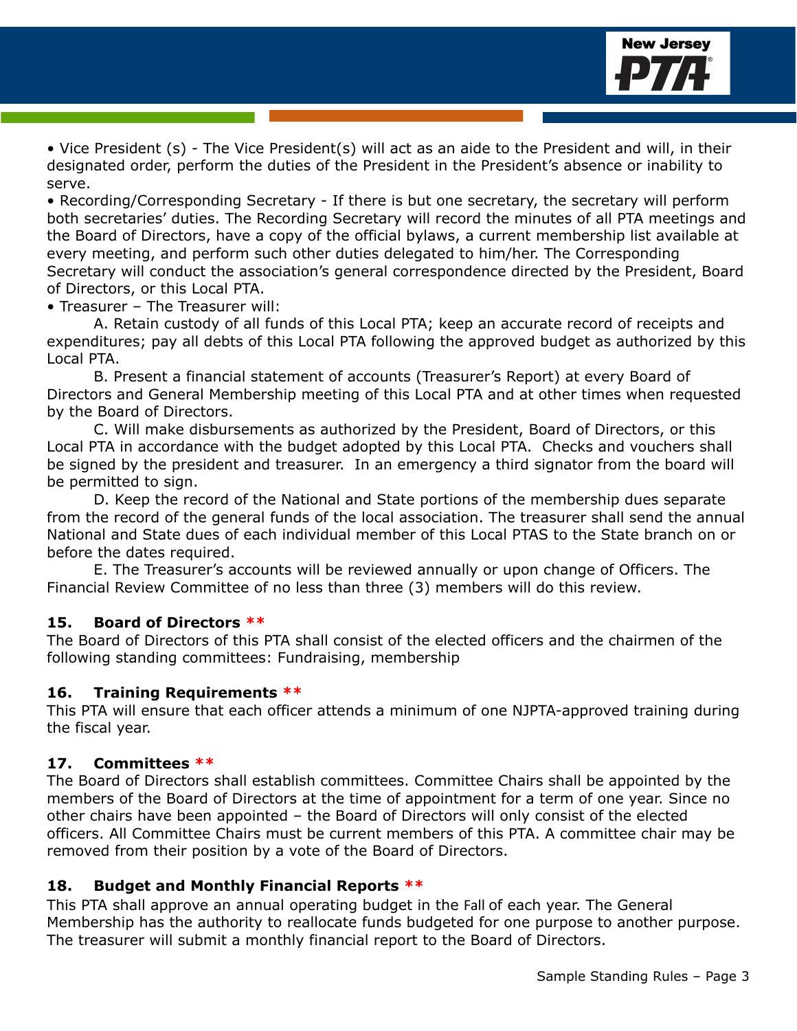- Vice President (s) - The Vice President(s) will act as an aide to the President and will, in their designated order, perform the duties of the President in the President's absence or inability to serve.
- Recording/Corresponding Secretary - If there is but one secretary, the secretary will perform both secretaries' duties. The Recording Secretary will record the minutes of all PTA meetings and the Board of Directors, have a copy of the official bylaws, a current membership list available at every meeting, and perform such other duties delegated to him/her. The Corresponding Secretary will conduct the association's general correspondence directed by the President, Board of Directors, or this Local PTA.
- Treasurer – The Treasurer will:

A. Retain custody of all funds of this Local PTA; keep an accurate record of receipts and expenditures; pay all debts of this Local PTA following the approved budget as authorized by this Local PTA.

B. Present a financial statement of accounts (Treasurer's Report) at every Board of Directors and General Membership meeting of this Local PTA and at other times when requested by the Board of Directors.

C. Will make disbursements as authorized by the President, Board of Directors, or this Local PTA in accordance with the budget adopted by this Local PTA. Checks and vouchers shall be signed by the president and treasurer. In an emergency a third signator from the board will be permitted to sign.

D. Keep the record of the National and State portions of the membership dues separate from the record of the general funds of the local association. The treasurer shall send the annual National and State dues of each individual member of this Local PTAS to the State branch on or before the dates required.

E. The Treasurer's accounts will be reviewed annually or upon change of Officers. The Financial Review Committee of no less than three (3) members will do this review.

**15. Board of Directors \*\***

The Board of Directors of this PTA shall consist of the elected officers and the chairmen of the following standing committees: Fundraising, membership

**16. Training Requirements \*\***

This PTA will ensure that each officer attends a minimum of one NJPTA-approved training during the fiscal year.

**17. Committees \*\***

The Board of Directors shall establish committees. Committee Chairs shall be appointed by the members of the Board of Directors at the time of appointment for a term of one year. Since no other chairs have been appointed – the Board of Directors will only consist of the elected officers. All Committee Chairs must be current members of this PTA. A committee chair may be removed from their position by a vote of the Board of Directors.

**18. Budget and Monthly Financial Reports \*\***

This PTA shall approve an annual operating budget in the Fall of each year. The General Membership has the authority to reallocate funds budgeted for one purpose to another purpose. The treasurer will submit a monthly financial report to the Board of Directors.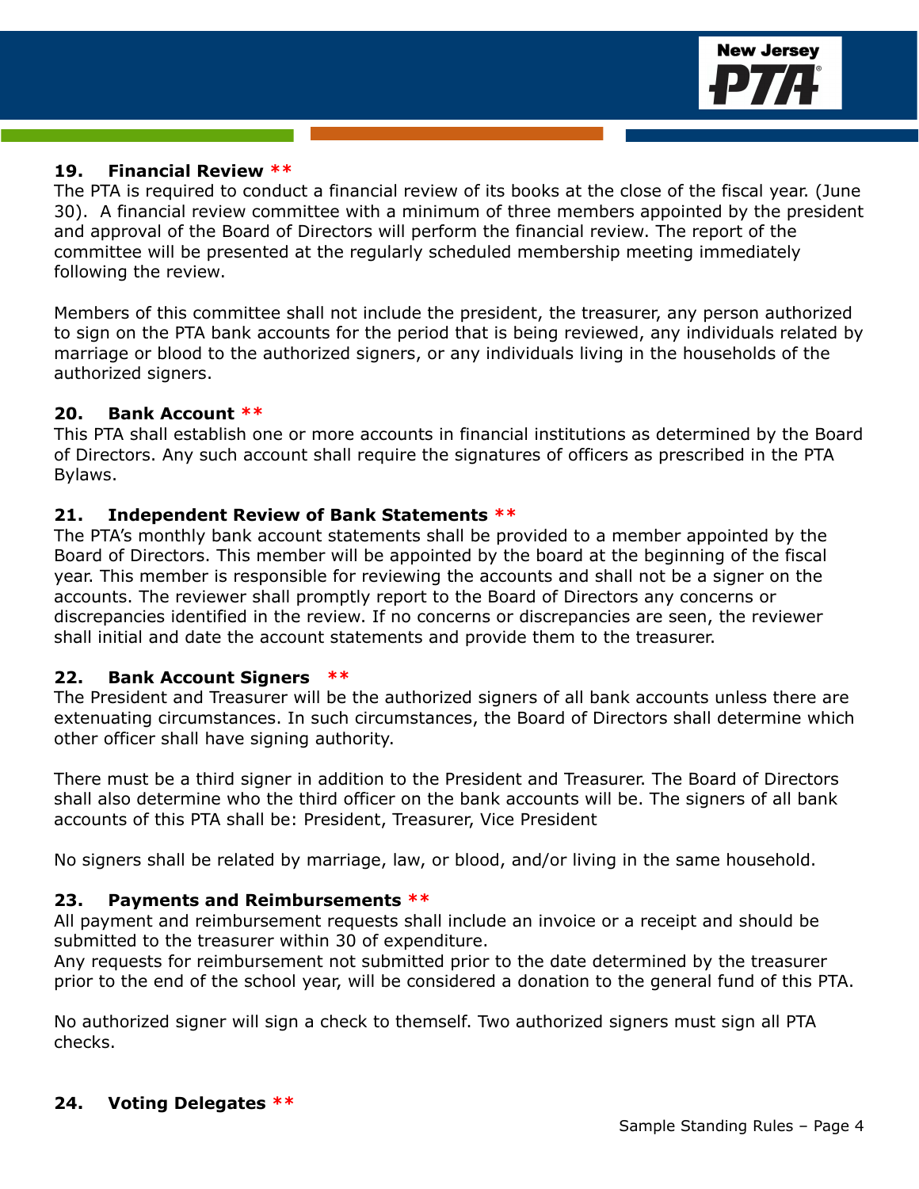### 19. Financial Review **

The PTA is required to conduct a financial review of its books at the close of the fiscal year. (June 30). A financial review committee with a minimum of three members appointed by the president and approval of the Board of Directors will perform the financial review. The report of the committee will be presented at the regularly scheduled membership meeting immediately following the review.

Members of this committee shall not include the president, the treasurer, any person authorized to sign on the PTA bank accounts for the period that is being reviewed, any individuals related by marriage or blood to the authorized signers, or any individuals living in the households of the authorized signers.

### 20. Bank Account **

This PTA shall establish one or more accounts in financial institutions as determined by the Board of Directors. Any such account shall require the signatures of officers as prescribed in the PTA Bylaws.

### 21. Independent Review of Bank Statements **

The PTA's monthly bank account statements shall be provided to a member appointed by the Board of Directors. This member will be appointed by the board at the beginning of the fiscal year. This member is responsible for reviewing the accounts and shall not be a signer on the accounts. The reviewer shall promptly report to the Board of Directors any concerns or discrepancies identified in the review. If no concerns or discrepancies are seen, the reviewer shall initial and date the account statements and provide them to the treasurer.

### 22. Bank Account Signers **

The President and Treasurer will be the authorized signers of all bank accounts unless there are extenuating circumstances. In such circumstances, the Board of Directors shall determine which other officer shall have signing authority.

There must be a third signer in addition to the President and Treasurer. The Board of Directors shall also determine who the third officer on the bank accounts will be. The signers of all bank accounts of this PTA shall be: President, Treasurer, Vice President

No signers shall be related by marriage, law, or blood, and/or living in the same household.

### 23. Payments and Reimbursements **

All payment and reimbursement requests shall include an invoice or a receipt and should be submitted to the treasurer within 30 of expenditure.
Any requests for reimbursement not submitted prior to the date determined by the treasurer prior to the end of the school year, will be considered a donation to the general fund of this PTA.

No authorized signer will sign a check to themself. Two authorized signers must sign all PTA checks.

### 24. Voting Delegates **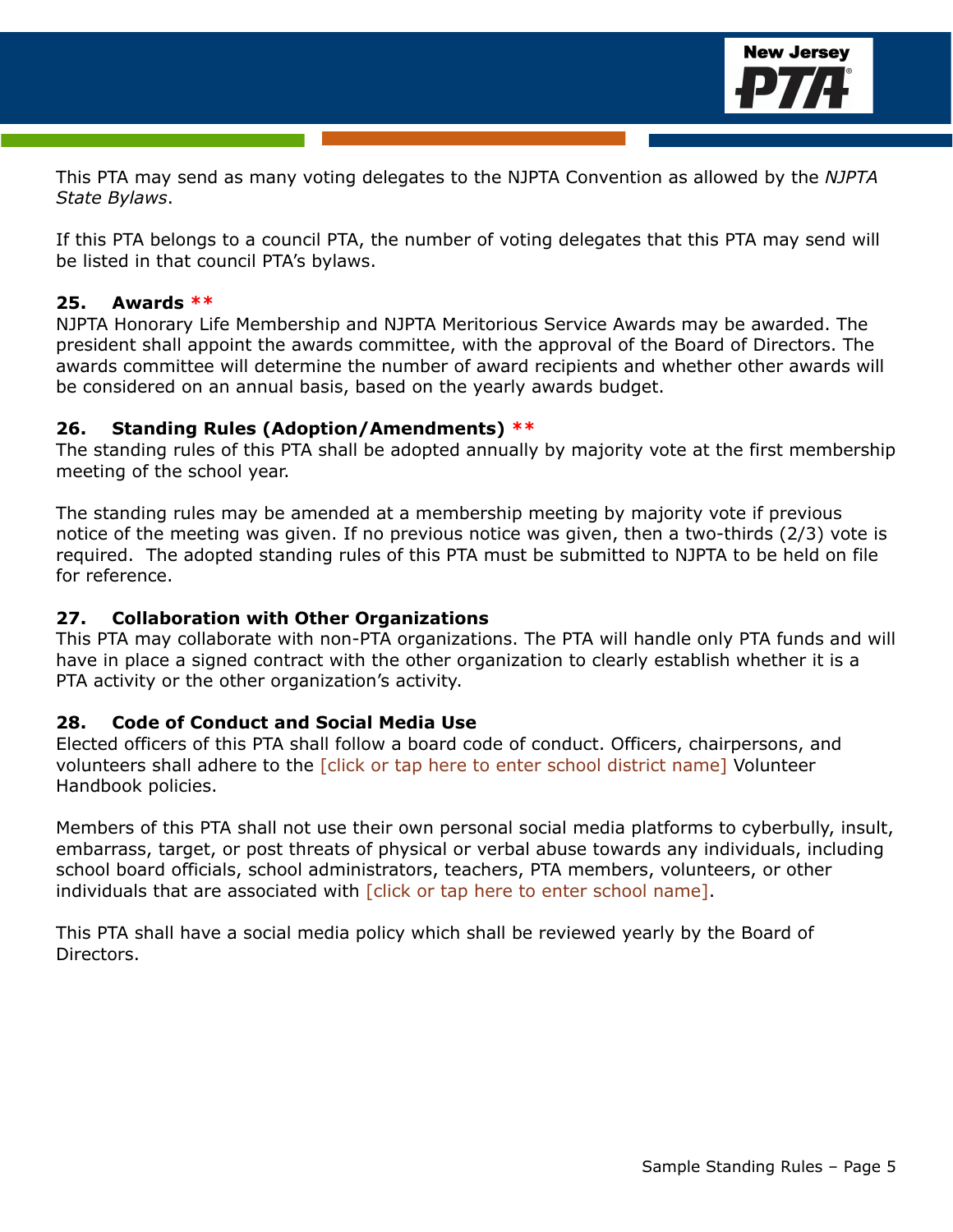This PTA may send as many voting delegates to the NJPTA Convention as allowed by the *NJPTA State Bylaws*.

If this PTA belongs to a council PTA, the number of voting delegates that this PTA may send will be listed in that council PTA's bylaws.

### 25. Awards **

NJPTA Honorary Life Membership and NJPTA Meritorious Service Awards may be awarded. The president shall appoint the awards committee, with the approval of the Board of Directors. The awards committee will determine the number of award recipients and whether other awards will be considered on an annual basis, based on the yearly awards budget.

### 26. Standing Rules (Adoption/Amendments) **

The standing rules of this PTA shall be adopted annually by majority vote at the first membership meeting of the school year.

The standing rules may be amended at a membership meeting by majority vote if previous notice of the meeting was given. If no previous notice was given, then a two-thirds (2/3) vote is required. The adopted standing rules of this PTA must be submitted to NJPTA to be held on file for reference.

### 27. Collaboration with Other Organizations

This PTA may collaborate with non-PTA organizations. The PTA will handle only PTA funds and will have in place a signed contract with the other organization to clearly establish whether it is a PTA activity or the other organization's activity.

### 28. Code of Conduct and Social Media Use

Elected officers of this PTA shall follow a board code of conduct. Officers, chairpersons, and volunteers shall adhere to the [click or tap here to enter school district name] Volunteer Handbook policies.

Members of this PTA shall not use their own personal social media platforms to cyberbully, insult, embarrass, target, or post threats of physical or verbal abuse towards any individuals, including school board officials, school administrators, teachers, PTA members, volunteers, or other individuals that are associated with [click or tap here to enter school name].

This PTA shall have a social media policy which shall be reviewed yearly by the Board of Directors.